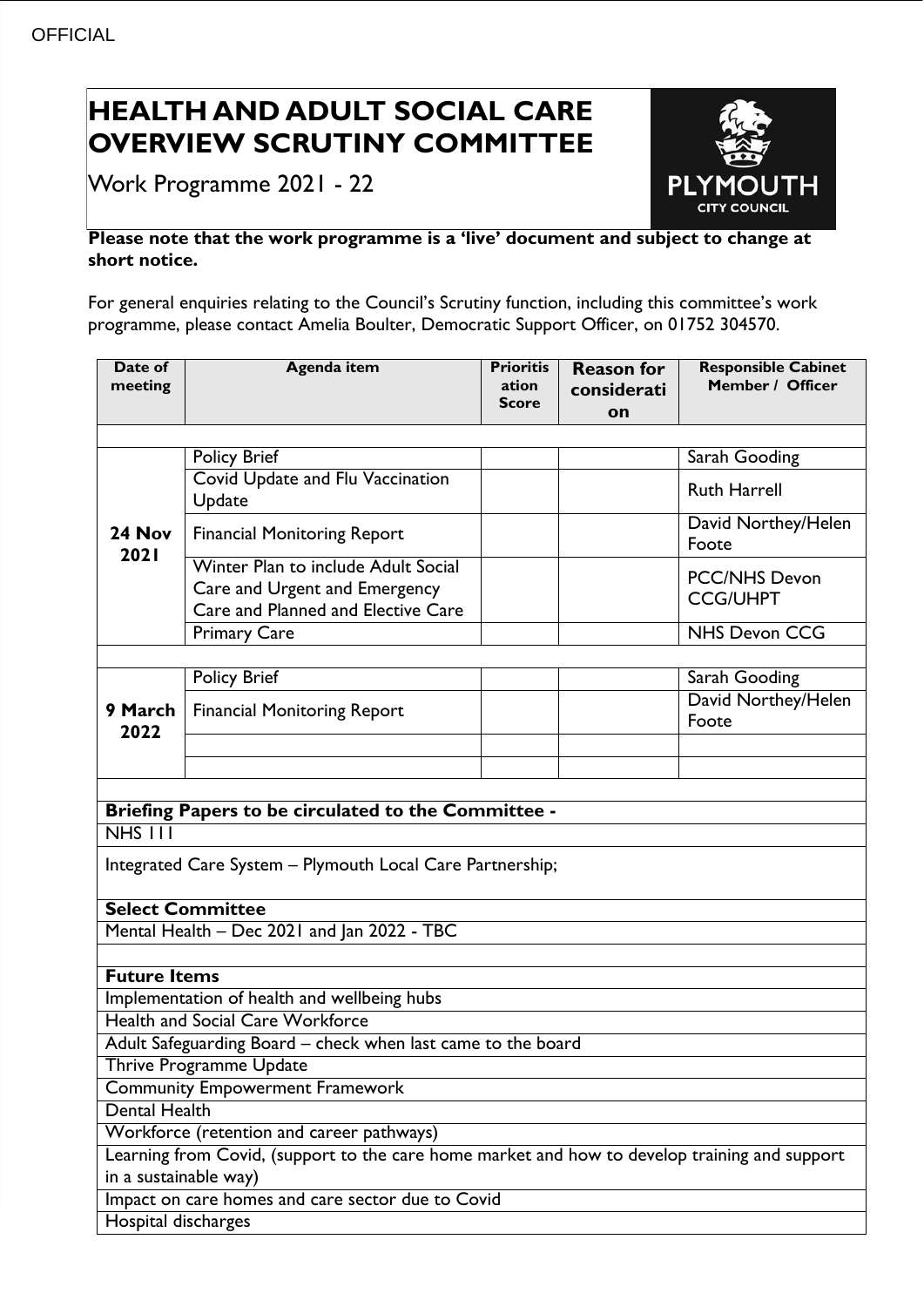OFFICIAL

# HEALTH AND ADULT SOCIAL CARE OVERVIEW SCRUTINY COMMITTEE

Work Programme 2021 - 22

**Please note that the work programme is a 'live' document and subject to change at short notice.**

For general enquiries relating to the Council's Scrutiny function, including this committee's work programme, please contact Amelia Boulter, Democratic Support Officer, on 01752 304570.

| Date of meeting | Agenda item | Prioritisation Score | Reason for consideration | Responsible Cabinet Member / Officer |
|---|---|---|---|---|
| **24 Nov 2021** | Policy Brief | | | Sarah Gooding |
| | Covid Update and Flu Vaccination Update | | | Ruth Harrell |
| | Financial Monitoring Report | | | David Northey/Helen Foote |
| | Winter Plan to include Adult Social Care and Urgent and Emergency Care and Planned and Elective Care | | | PCC/NHS Devon CCG/UHPT |
| | Primary Care | | | NHS Devon CCG |
| **9 March 2022** | Policy Brief | | | Sarah Gooding |
| | Financial Monitoring Report | | | David Northey/Helen Foote |
| | | | | |
| | | | | |

**Briefing Papers to be circulated to the Committee -**

- NHS 111
- Integrated Care System – Plymouth Local Care Partnership;

**Select Committee**

- Mental Health – Dec 2021 and Jan 2022 - TBC

**Future Items**

- Implementation of health and wellbeing hubs
- Health and Social Care Workforce
- Adult Safeguarding Board – check when last came to the board
- Thrive Programme Update
- Community Empowerment Framework
- Dental Health
- Workforce (retention and career pathways)
- Learning from Covid, (support to the care home market and how to develop training and support in a sustainable way)
- Impact on care homes and care sector due to Covid
- Hospital discharges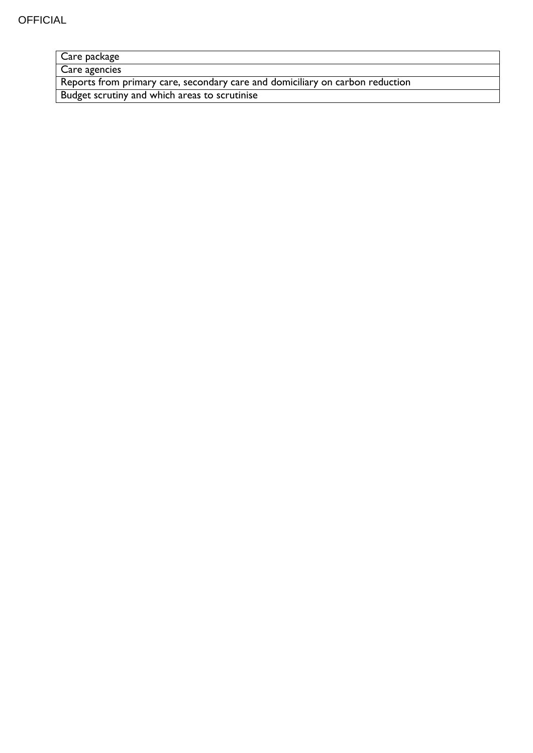| |
|---|
| Care package |
| Care agencies |
| Reports from primary care, secondary care and domiciliary on carbon reduction |
| Budget scrutiny and which areas to scrutinise |